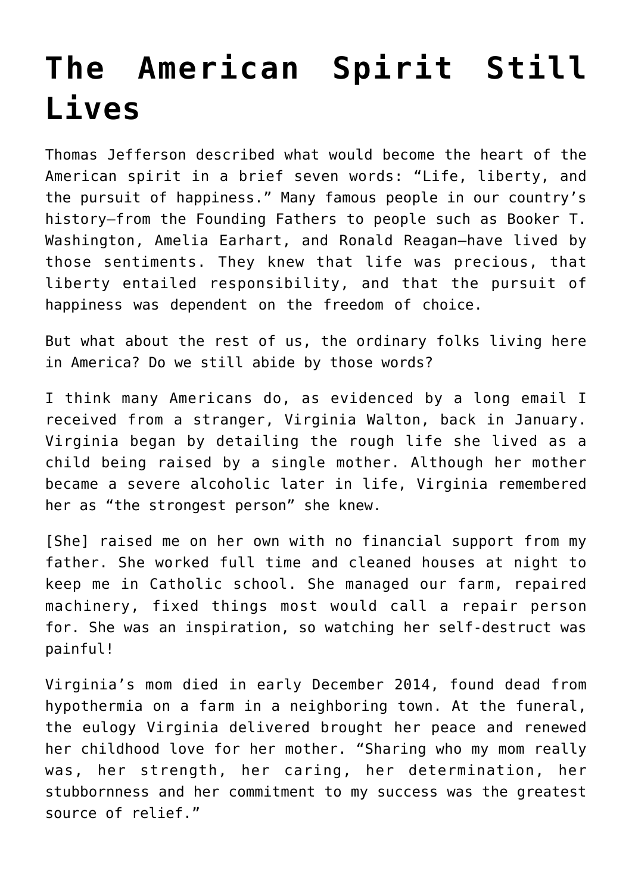# The American Spirit Still Lives

Thomas Jefferson described what would become the heart of the American spirit in a brief seven words: “Life, liberty, and the pursuit of happiness.” Many famous people in our country’s history—from the Founding Fathers to people such as Booker T. Washington, Amelia Earhart, and Ronald Reagan—have lived by those sentiments. They knew that life was precious, that liberty entailed responsibility, and that the pursuit of happiness was dependent on the freedom of choice.

But what about the rest of us, the ordinary folks living here in America? Do we still abide by those words?

I think many Americans do, as evidenced by a long email I received from a stranger, Virginia Walton, back in January. Virginia began by detailing the rough life she lived as a child being raised by a single mother. Although her mother became a severe alcoholic later in life, Virginia remembered her as “the strongest person” she knew.

[She] raised me on her own with no financial support from my father. She worked full time and cleaned houses at night to keep me in Catholic school. She managed our farm, repaired machinery, fixed things most would call a repair person for. She was an inspiration, so watching her self-destruct was painful!

Virginia’s mom died in early December 2014, found dead from hypothermia on a farm in a neighboring town. At the funeral, the eulogy Virginia delivered brought her peace and renewed her childhood love for her mother. “Sharing who my mom really was, her strength, her caring, her determination, her stubbornness and her commitment to my success was the greatest source of relief.”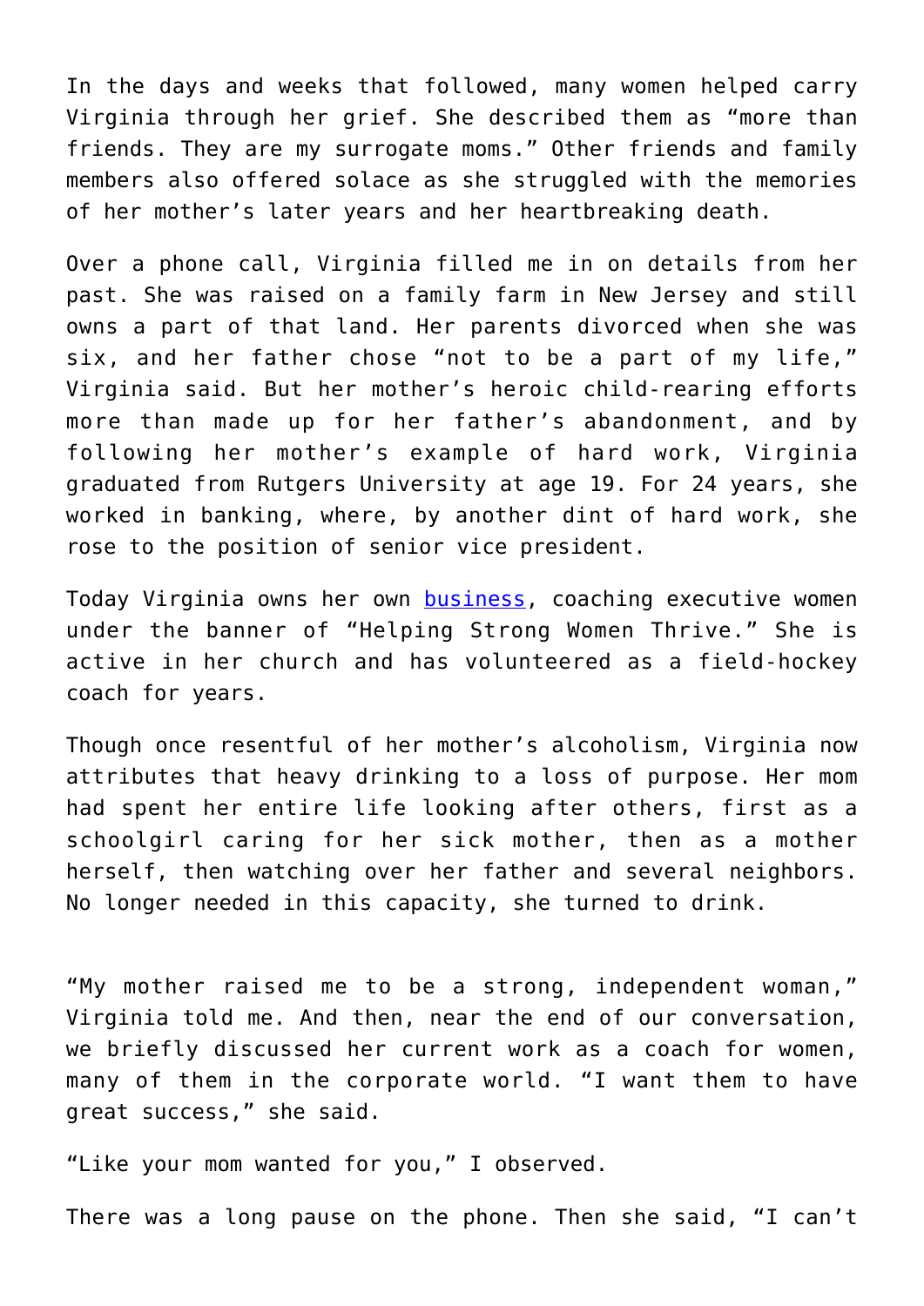In the days and weeks that followed, many women helped carry Virginia through her grief. She described them as “more than friends. They are my surrogate moms.” Other friends and family members also offered solace as she struggled with the memories of her mother’s later years and her heartbreaking death.

Over a phone call, Virginia filled me in on details from her past. She was raised on a family farm in New Jersey and still owns a part of that land. Her parents divorced when she was six, and her father chose “not to be a part of my life,” Virginia said. But her mother’s heroic child-rearing efforts more than made up for her father’s abandonment, and by following her mother’s example of hard work, Virginia graduated from Rutgers University at age 19. For 24 years, she worked in banking, where, by another dint of hard work, she rose to the position of senior vice president.

Today Virginia owns her own business, coaching executive women under the banner of “Helping Strong Women Thrive.” She is active in her church and has volunteered as a field-hockey coach for years.

Though once resentful of her mother’s alcoholism, Virginia now attributes that heavy drinking to a loss of purpose. Her mom had spent her entire life looking after others, first as a schoolgirl caring for her sick mother, then as a mother herself, then watching over her father and several neighbors. No longer needed in this capacity, she turned to drink.

“My mother raised me to be a strong, independent woman,” Virginia told me. And then, near the end of our conversation, we briefly discussed her current work as a coach for women, many of them in the corporate world. “I want them to have great success,” she said.

“Like your mom wanted for you,” I observed.

There was a long pause on the phone. Then she said, “I can’t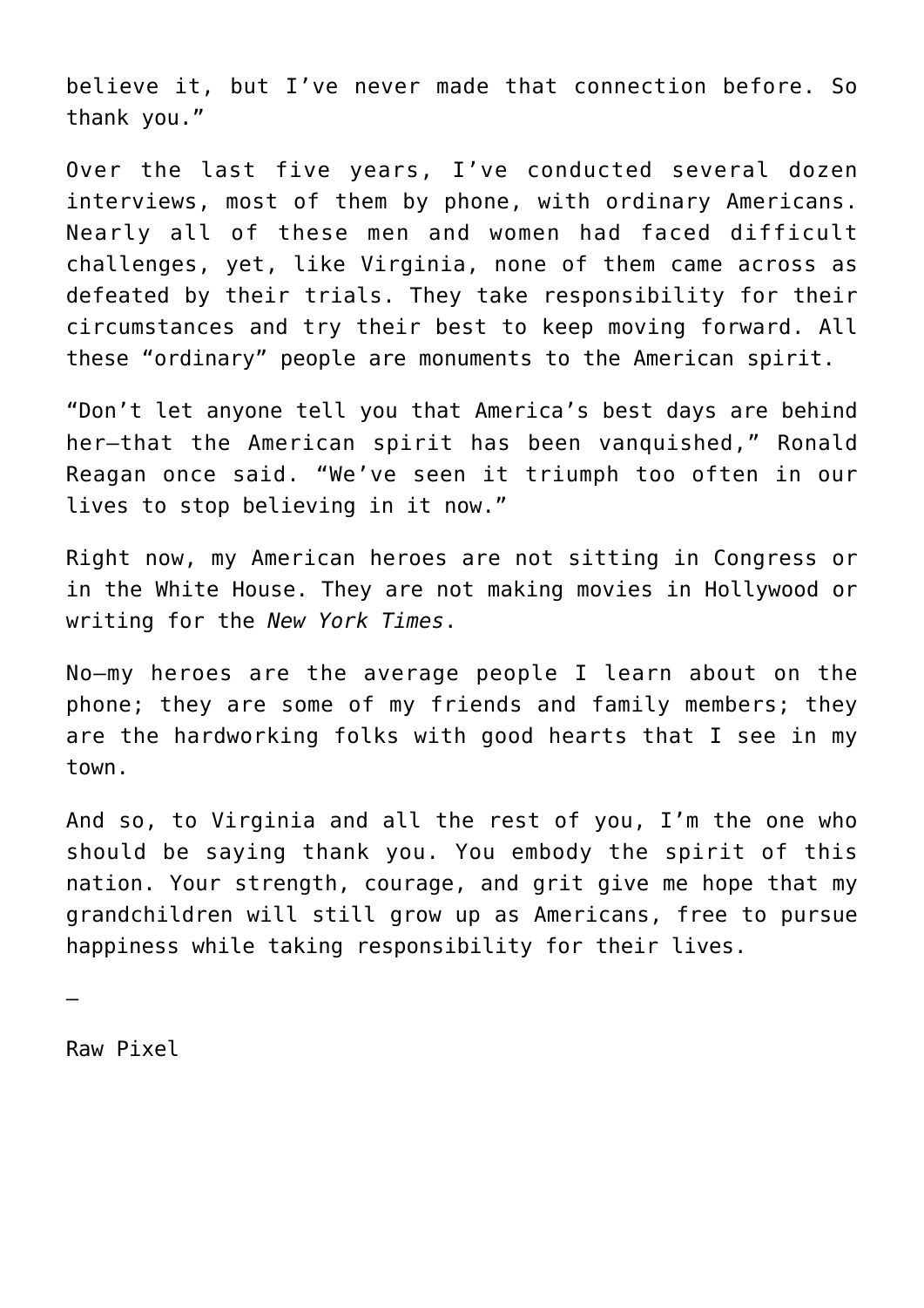believe it, but I've never made that connection before. So thank you."

Over the last five years, I've conducted several dozen interviews, most of them by phone, with ordinary Americans. Nearly all of these men and women had faced difficult challenges, yet, like Virginia, none of them came across as defeated by their trials. They take responsibility for their circumstances and try their best to keep moving forward. All these "ordinary" people are monuments to the American spirit.

"Don't let anyone tell you that America's best days are behind her—that the American spirit has been vanquished," Ronald Reagan once said. "We've seen it triumph too often in our lives to stop believing in it now."

Right now, my American heroes are not sitting in Congress or in the White House. They are not making movies in Hollywood or writing for the *New York Times*.

No—my heroes are the average people I learn about on the phone; they are some of my friends and family members; they are the hardworking folks with good hearts that I see in my town.

And so, to Virginia and all the rest of you, I'm the one who should be saying thank you. You embody the spirit of this nation. Your strength, courage, and grit give me hope that my grandchildren will still grow up as Americans, free to pursue happiness while taking responsibility for their lives.

—

Raw Pixel